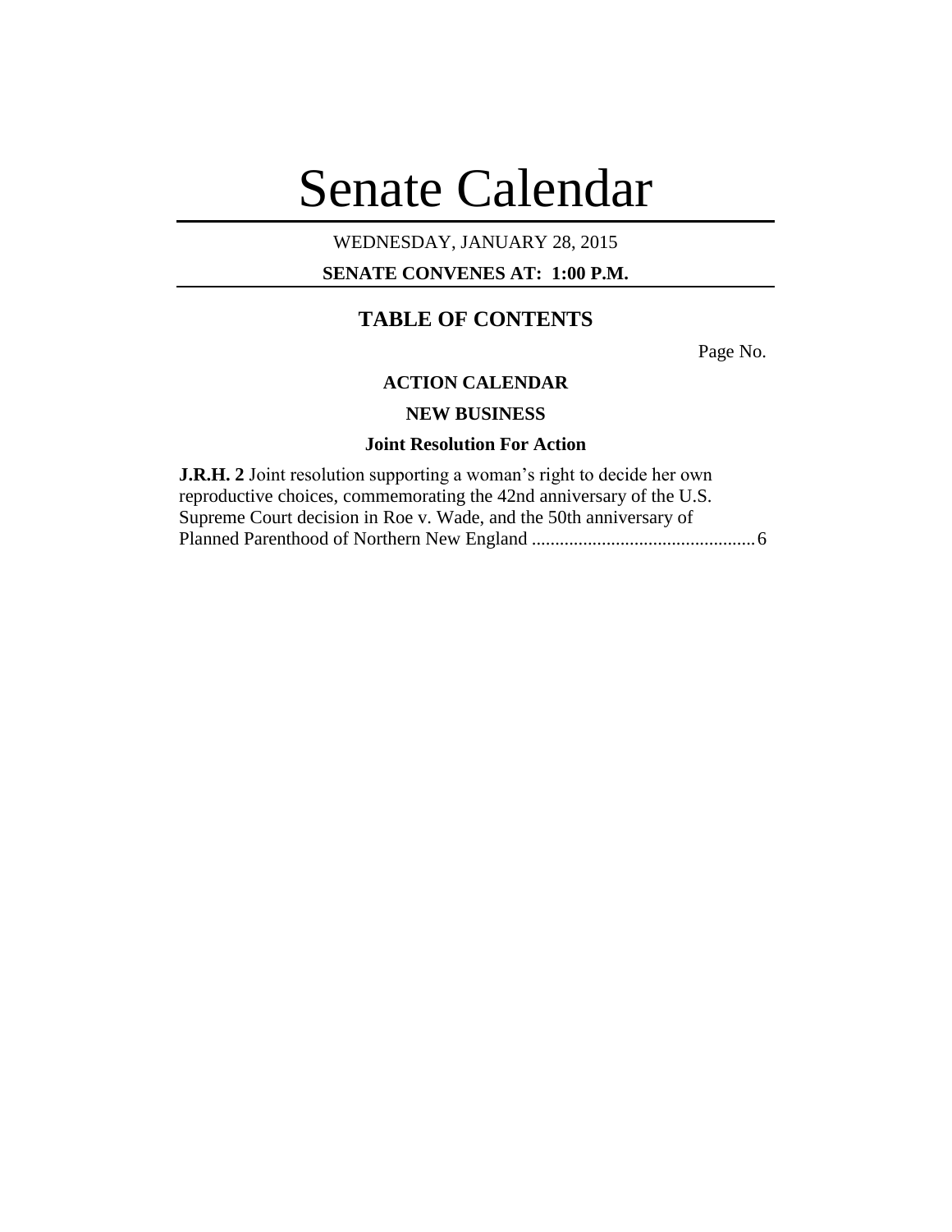# Senate Calendar

WEDNESDAY, JANUARY 28, 2015

**SENATE CONVENES AT: 1:00 P.M.**

## TABLE OF CONTENTS

Page No.

### ACTION CALENDAR

### NEW BUSINESS

### Joint Resolution For Action

**J.R.H. 2** Joint resolution supporting a woman's right to decide her own reproductive choices, commemorating the 42nd anniversary of the U.S. Supreme Court decision in Roe v. Wade, and the 50th anniversary of Planned Parenthood of Northern New England ................................................ 6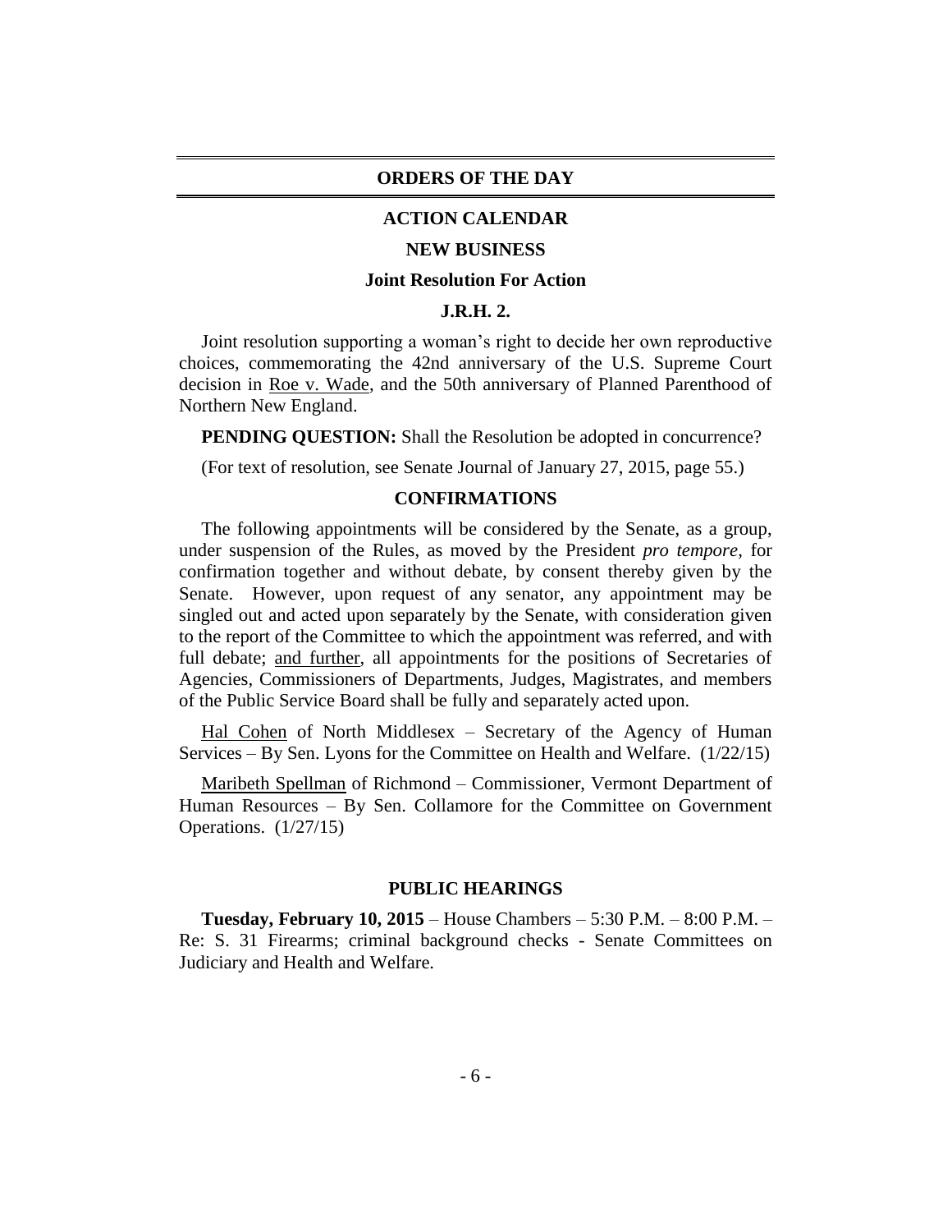## ORDERS OF THE DAY

### ACTION CALENDAR

### NEW BUSINESS

### Joint Resolution For Action

### J.R.H. 2.

Joint resolution supporting a woman's right to decide her own reproductive choices, commemorating the 42nd anniversary of the U.S. Supreme Court decision in Roe v. Wade, and the 50th anniversary of Planned Parenthood of Northern New England.

**PENDING QUESTION:** Shall the Resolution be adopted in concurrence?

(For text of resolution, see Senate Journal of January 27, 2015, page 55.)

### CONFIRMATIONS

The following appointments will be considered by the Senate, as a group, under suspension of the Rules, as moved by the President *pro tempore,* for confirmation together and without debate, by consent thereby given by the Senate. However, upon request of any senator, any appointment may be singled out and acted upon separately by the Senate, with consideration given to the report of the Committee to which the appointment was referred, and with full debate; and further, all appointments for the positions of Secretaries of Agencies, Commissioners of Departments, Judges, Magistrates, and members of the Public Service Board shall be fully and separately acted upon.

Hal Cohen of North Middlesex – Secretary of the Agency of Human Services – By Sen. Lyons for the Committee on Health and Welfare. (1/22/15)

Maribeth Spellman of Richmond – Commissioner, Vermont Department of Human Resources – By Sen. Collamore for the Committee on Government Operations. (1/27/15)

### PUBLIC HEARINGS

**Tuesday, February 10, 2015** – House Chambers – 5:30 P.M. – 8:00 P.M. – Re: S. 31 Firearms; criminal background checks - Senate Committees on Judiciary and Health and Welfare.